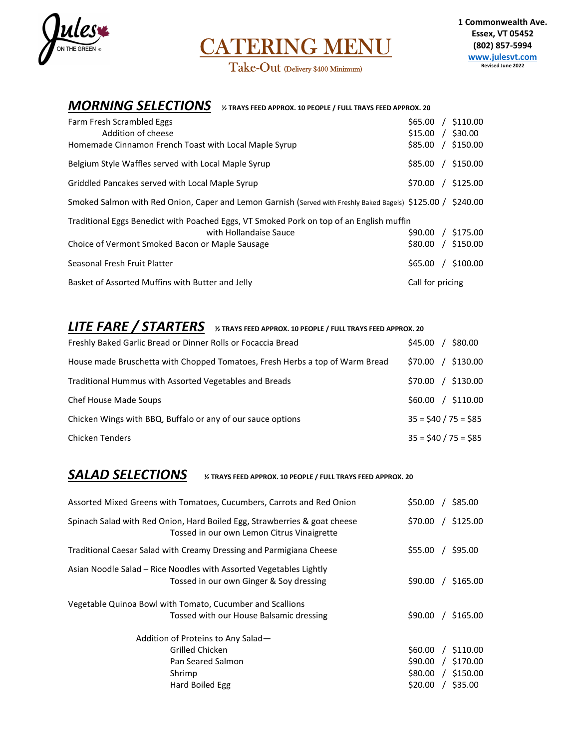Jules ON THE GREEN ®

# CATERING MENU

Take-Out (Delivery $400 Minimum)

**1 Commonwealth Ave.**
**Essex, VT 05452**
**(802) 857-5994**
**www.julesvt.com**
**Revised June 2022**

## MORNING SELECTIONS

**½ TRAYS FEED APPROX. 10 PEOPLE / FULL TRAYS FEED APPROX. 20**

| Item | Price |
|---|---|
| Farm Fresh Scrambled Eggs | $65.00 / $110.00 |
| Addition of cheese | $15.00 / $30.00 |
| Homemade Cinnamon French Toast with Local Maple Syrup | $85.00 / $150.00 |
| Belgium Style Waffles served with Local Maple Syrup | $85.00 / $150.00 |
| Griddled Pancakes served with Local Maple Syrup | $70.00 / $125.00 |
| Smoked Salmon with Red Onion, Caper and Lemon Garnish (Served with Freshly Baked Bagels) | $125.00 / $240.00 |
| Traditional Eggs Benedict with Poached Eggs, VT Smoked Pork on top of an English muffin with Hollandaise Sauce | $90.00 / $175.00 |
| Choice of Vermont Smoked Bacon or Maple Sausage | $80.00 / $150.00 |
| Seasonal Fresh Fruit Platter | $65.00 / $100.00 |
| Basket of Assorted Muffins with Butter and Jelly | Call for pricing |

## LITE FARE / STARTERS

**½ TRAYS FEED APPROX. 10 PEOPLE / FULL TRAYS FEED APPROX. 20**

| Item | Price |
|---|---|
| Freshly Baked Garlic Bread or Dinner Rolls or Focaccia Bread | $45.00 / $80.00 |
| House made Bruschetta with Chopped Tomatoes, Fresh Herbs a top of Warm Bread | $70.00 / $130.00 |
| Traditional Hummus with Assorted Vegetables and Breads | $70.00 / $130.00 |
| Chef House Made Soups | $60.00 / $110.00 |
| Chicken Wings with BBQ, Buffalo or any of our sauce options | 35 = $40 / 75 = $85 |
| Chicken Tenders | 35 = $40 / 75 = $85 |

## SALAD SELECTIONS

**½ TRAYS FEED APPROX. 10 PEOPLE / FULL TRAYS FEED APPROX. 20**

| Item | Price |
|---|---|
| Assorted Mixed Greens with Tomatoes, Cucumbers, Carrots and Red Onion | $50.00 / $85.00 |
| Spinach Salad with Red Onion, Hard Boiled Egg, Strawberries & goat cheese Tossed in our own Lemon Citrus Vinaigrette | $70.00 / $125.00 |
| Traditional Caesar Salad with Creamy Dressing and Parmigiana Cheese | $55.00 / $95.00 |
| Asian Noodle Salad – Rice Noodles with Assorted Vegetables Lightly Tossed in our own Ginger & Soy dressing | $90.00 / $165.00 |
| Vegetable Quinoa Bowl with Tomato, Cucumber and Scallions Tossed with our House Balsamic dressing | $90.00 / $165.00 |
| Addition of Proteins to Any Salad— | |
| Grilled Chicken | $60.00 / $110.00 |
| Pan Seared Salmon | $90.00 / $170.00 |
| Shrimp | $80.00 / $150.00 |
| Hard Boiled Egg | $20.00 / $35.00 |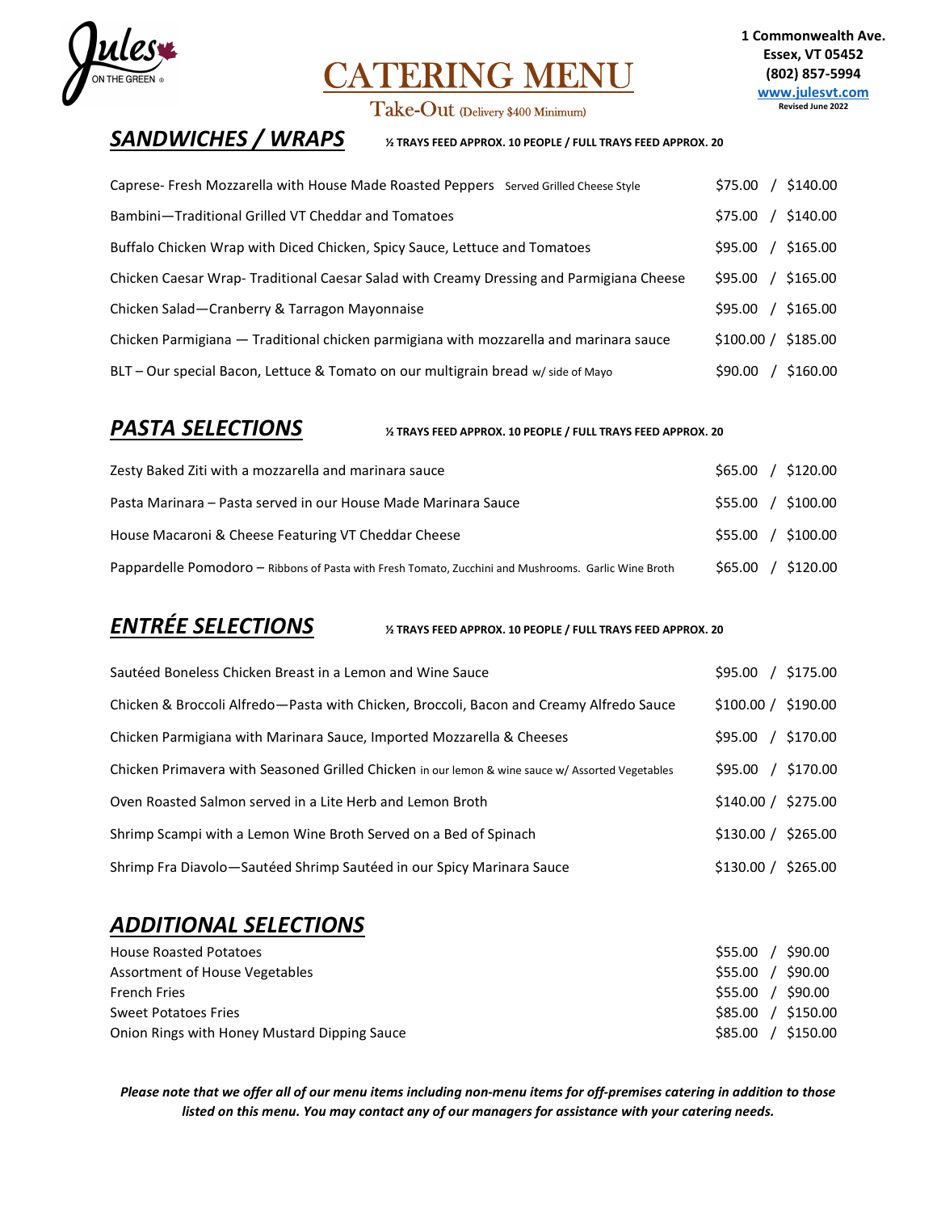Jules ON THE GREEN ®

# CATERING MENU

Take-Out (Delivery $400 Minimum)

**1 Commonwealth Ave.**
**Essex, VT 05452**
**(802) 857-5994**
**www.julesvt.com**
**Revised June 2022**

## *SANDWICHES / WRAPS*

**½ TRAYS FEED APPROX. 10 PEOPLE / FULL TRAYS FEED APPROX. 20**

| | |
|---|---|
| Caprese- Fresh Mozzarella with House Made Roasted Peppers Served Grilled Cheese Style | $75.00 / $140.00 |
| Bambini—Traditional Grilled VT Cheddar and Tomatoes | $75.00 / $140.00 |
| Buffalo Chicken Wrap with Diced Chicken, Spicy Sauce, Lettuce and Tomatoes | $95.00 / $165.00 |
| Chicken Caesar Wrap- Traditional Caesar Salad with Creamy Dressing and Parmigiana Cheese | $95.00 / $165.00 |
| Chicken Salad—Cranberry & Tarragon Mayonnaise | $95.00 / $165.00 |
| Chicken Parmigiana — Traditional chicken parmigiana with mozzarella and marinara sauce | $100.00 / $185.00 |
| BLT – Our special Bacon, Lettuce & Tomato on our multigrain bread w/ side of Mayo | $90.00 / $160.00 |

## *PASTA SELECTIONS*

**½ TRAYS FEED APPROX. 10 PEOPLE / FULL TRAYS FEED APPROX. 20**

| | |
|---|---|
| Zesty Baked Ziti with a mozzarella and marinara sauce | $65.00 / $120.00 |
| Pasta Marinara – Pasta served in our House Made Marinara Sauce | $55.00 / $100.00 |
| House Macaroni & Cheese Featuring VT Cheddar Cheese | $55.00 / $100.00 |
| Pappardelle Pomodoro – Ribbons of Pasta with Fresh Tomato, Zucchini and Mushrooms. Garlic Wine Broth | $65.00 / $120.00 |

## *ENTRÉE SELECTIONS*

**½ TRAYS FEED APPROX. 10 PEOPLE / FULL TRAYS FEED APPROX. 20**

| | |
|---|---|
| Sautéed Boneless Chicken Breast in a Lemon and Wine Sauce | $95.00 / $175.00 |
| Chicken & Broccoli Alfredo—Pasta with Chicken, Broccoli, Bacon and Creamy Alfredo Sauce | $100.00 / $190.00 |
| Chicken Parmigiana with Marinara Sauce, Imported Mozzarella & Cheeses | $95.00 / $170.00 |
| Chicken Primavera with Seasoned Grilled Chicken in our lemon & wine sauce w/ Assorted Vegetables | $95.00 / $170.00 |
| Oven Roasted Salmon served in a Lite Herb and Lemon Broth | $140.00 / $275.00 |
| Shrimp Scampi with a Lemon Wine Broth Served on a Bed of Spinach | $130.00 / $265.00 |
| Shrimp Fra Diavolo—Sautéed Shrimp Sautéed in our Spicy Marinara Sauce | $130.00 / $265.00 |

## *ADDITIONAL SELECTIONS*

| | |
|---|---|
| House Roasted Potatoes | $55.00 / $90.00 |
| Assortment of House Vegetables | $55.00 / $90.00 |
| French Fries | $55.00 / $90.00 |
| Sweet Potatoes Fries | $85.00 / $150.00 |
| Onion Rings with Honey Mustard Dipping Sauce | $85.00 / $150.00 |

***Please note that we offer all of our menu items including non-menu items for off-premises catering in addition to those listed on this menu. You may contact any of our managers for assistance with your catering needs.***